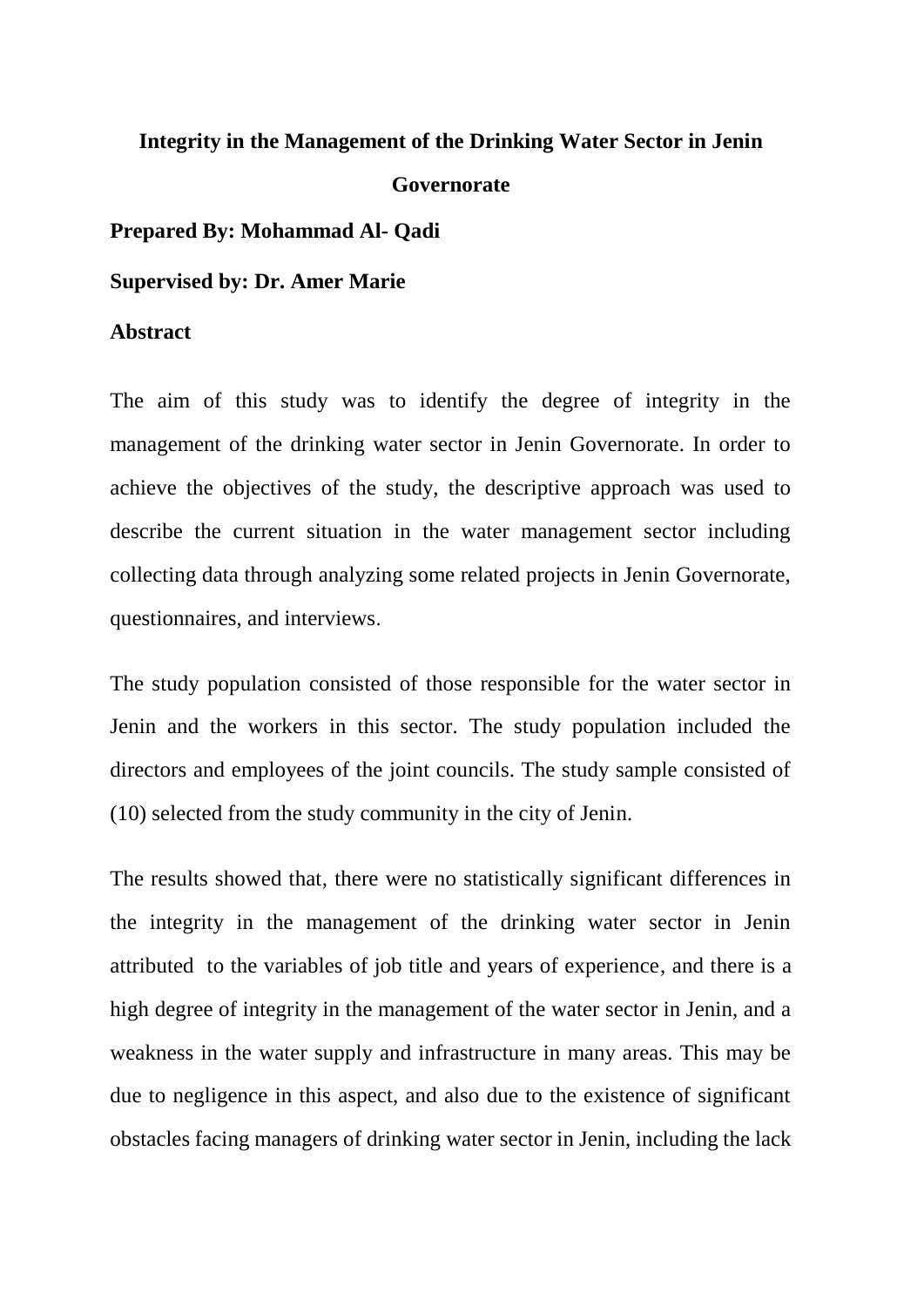# Integrity in the Management of the Drinking Water Sector in Jenin Governorate

**Prepared By: Mohammad Al- Qadi**

**Supervised by: Dr. Amer Marie**

## Abstract

The aim of this study was to identify the degree of integrity in the management of the drinking water sector in Jenin Governorate. In order to achieve the objectives of the study, the descriptive approach was used to describe the current situation in the water management sector including collecting data through analyzing some related projects in Jenin Governorate, questionnaires, and interviews.

The study population consisted of those responsible for the water sector in Jenin and the workers in this sector. The study population included the directors and employees of the joint councils. The study sample consisted of (10) selected from the study community in the city of Jenin.

The results showed that, there were no statistically significant differences in the integrity in the management of the drinking water sector in Jenin attributed to the variables of job title and years of experience, and there is a high degree of integrity in the management of the water sector in Jenin, and a weakness in the water supply and infrastructure in many areas. This may be due to negligence in this aspect, and also due to the existence of significant obstacles facing managers of drinking water sector in Jenin, including the lack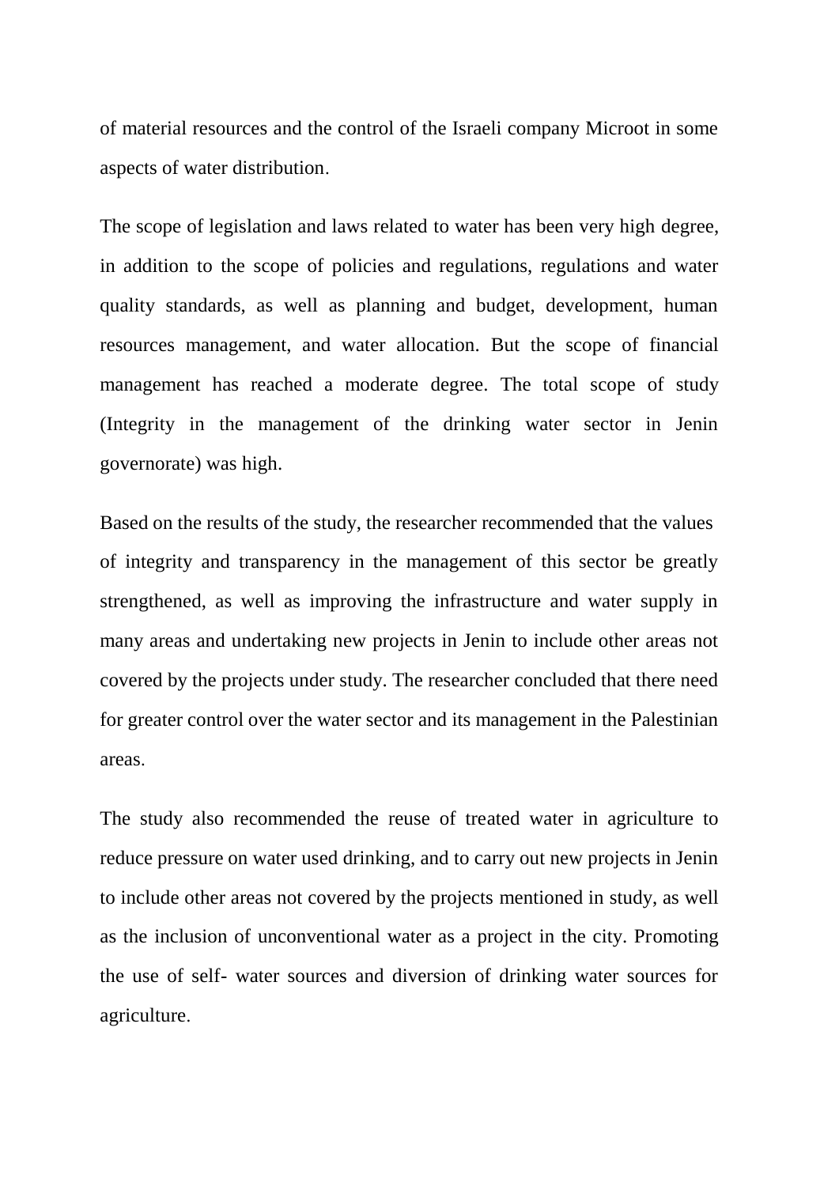of material resources and the control of the Israeli company Microot in some aspects of water distribution.

The scope of legislation and laws related to water has been very high degree, in addition to the scope of policies and regulations, regulations and water quality standards, as well as planning and budget, development, human resources management, and water allocation. But the scope of financial management has reached a moderate degree. The total scope of study (Integrity in the management of the drinking water sector in Jenin governorate) was high.

Based on the results of the study, the researcher recommended that the values of integrity and transparency in the management of this sector be greatly strengthened, as well as improving the infrastructure and water supply in many areas and undertaking new projects in Jenin to include other areas not covered by the projects under study. The researcher concluded that there need for greater control over the water sector and its management in the Palestinian areas.

The study also recommended the reuse of treated water in agriculture to reduce pressure on water used drinking, and to carry out new projects in Jenin to include other areas not covered by the projects mentioned in study, as well as the inclusion of unconventional water as a project in the city. Promoting the use of self- water sources and diversion of drinking water sources for agriculture.